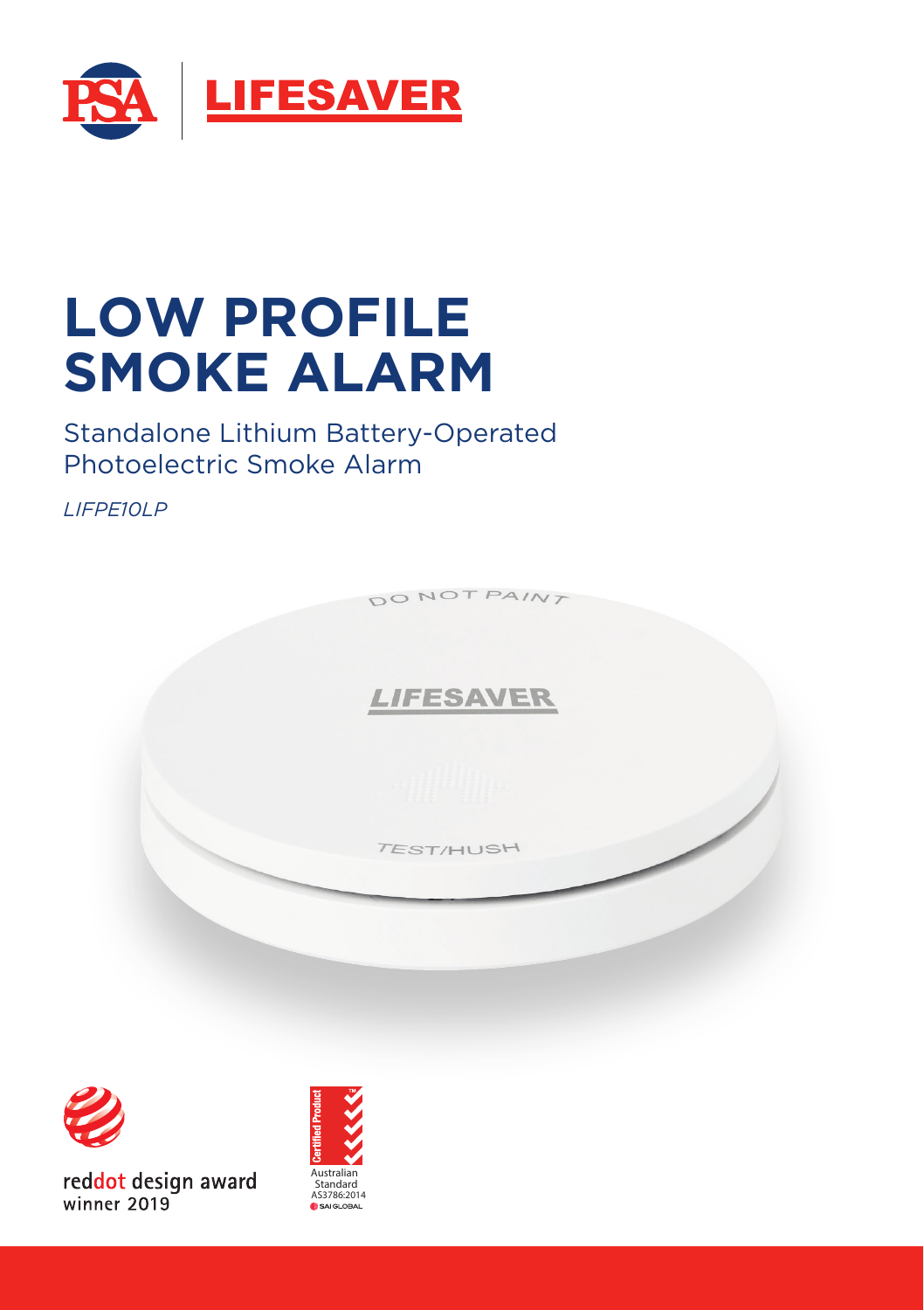PSA | LIFESAVER

# LOW PROFILE SMOKE ALARM

## Standalone Lithium Battery-Operated Photoelectric Smoke Alarm

*LIFPE10LP*

reddot design award winner 2019

Certified Product
Australian Standard AS3786:2014
SAI GLOBAL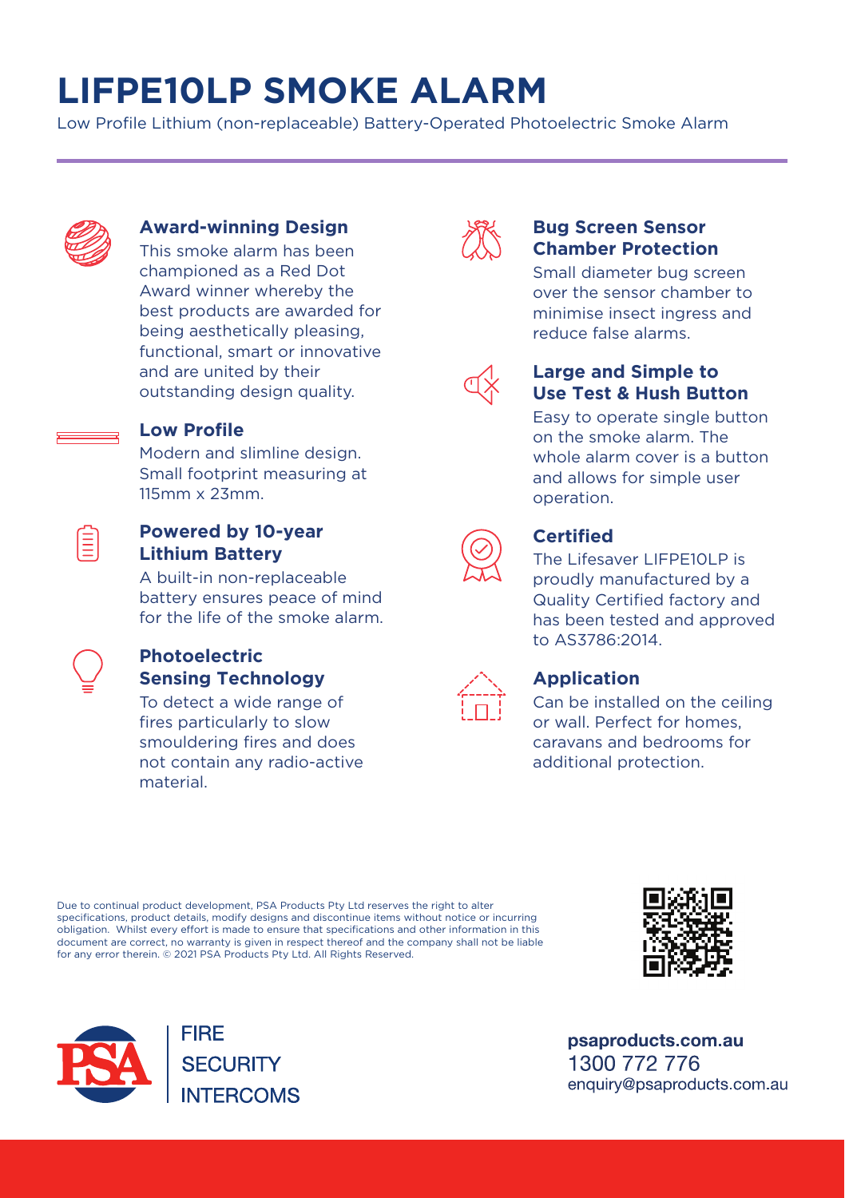# LIFPE10LP SMOKE ALARM

Low Profile Lithium (non-replaceable) Battery-Operated Photoelectric Smoke Alarm

### Award-winning Design

This smoke alarm has been championed as a Red Dot Award winner whereby the best products are awarded for being aesthetically pleasing, functional, smart or innovative and are united by their outstanding design quality.

### Low Profile

Modern and slimline design. Small footprint measuring at 115mm x 23mm.

### Powered by 10-year Lithium Battery

A built-in non-replaceable battery ensures peace of mind for the life of the smoke alarm.

### Photoelectric Sensing Technology

To detect a wide range of fires particularly to slow smouldering fires and does not contain any radio-active material.

### Bug Screen Sensor Chamber Protection

Small diameter bug screen over the sensor chamber to minimise insect ingress and reduce false alarms.

### Large and Simple to Use Test & Hush Button

Easy to operate single button on the smoke alarm. The whole alarm cover is a button and allows for simple user operation.

### Certified

The Lifesaver LIFPE10LP is proudly manufactured by a Quality Certified factory and has been tested and approved to AS3786:2014.

### Application

Can be installed on the ceiling or wall. Perfect for homes, caravans and bedrooms for additional protection.

Due to continual product development, PSA Products Pty Ltd reserves the right to alter specifications, product details, modify designs and discontinue items without notice or incurring obligation. Whilst every effort is made to ensure that specifications and other information in this document are correct, no warranty is given in respect thereof and the company shall not be liable for any error therein. © 2021 PSA Products Pty Ltd. All Rights Reserved.

PSA

FIRE
SECURITY
INTERCOMS

**psaproducts.com.au**
1300 772 776
enquiry@psaproducts.com.au